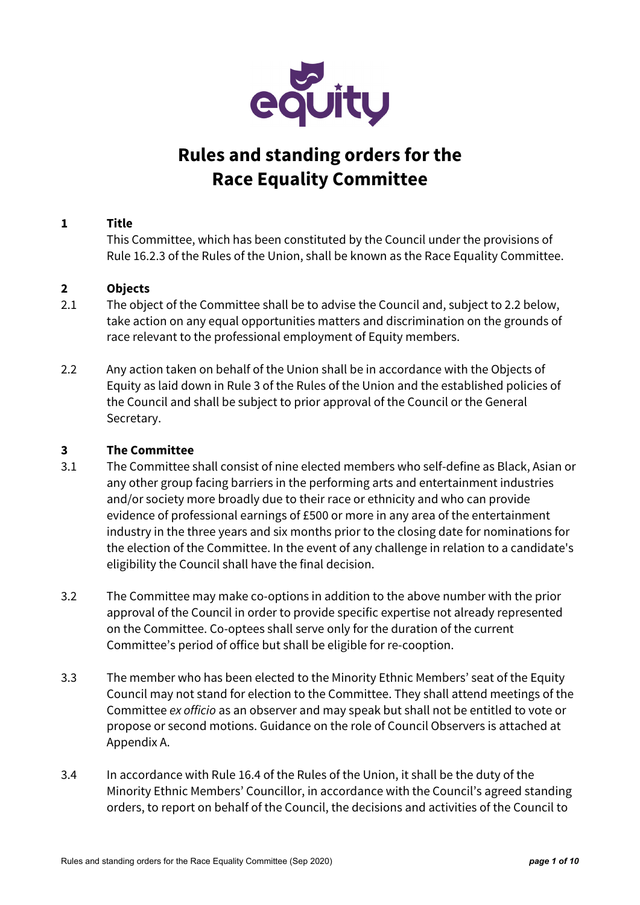# Rules and standing orders for the Race Equality Committee

## 1 Title

This Committee, which has been constituted by the Council under the provisions of Rule 16.2.3 of the Rules of the Union, shall be known as the Race Equality Committee.

## 2 Objects

2.1 The object of the Committee shall be to advise the Council and, subject to 2.2 below, take action on any equal opportunities matters and discrimination on the grounds of race relevant to the professional employment of Equity members.

2.2 Any action taken on behalf of the Union shall be in accordance with the Objects of Equity as laid down in Rule 3 of the Rules of the Union and the established policies of the Council and shall be subject to prior approval of the Council or the General Secretary.

## 3 The Committee

3.1 The Committee shall consist of nine elected members who self-define as Black, Asian or any other group facing barriers in the performing arts and entertainment industries and/or society more broadly due to their race or ethnicity and who can provide evidence of professional earnings of £500 or more in any area of the entertainment industry in the three years and six months prior to the closing date for nominations for the election of the Committee. In the event of any challenge in relation to a candidate's eligibility the Council shall have the final decision.

3.2 The Committee may make co-options in addition to the above number with the prior approval of the Council in order to provide specific expertise not already represented on the Committee. Co-optees shall serve only for the duration of the current Committee's period of office but shall be eligible for re-cooption.

3.3 The member who has been elected to the Minority Ethnic Members' seat of the Equity Council may not stand for election to the Committee. They shall attend meetings of the Committee *ex officio* as an observer and may speak but shall not be entitled to vote or propose or second motions. Guidance on the role of Council Observers is attached at Appendix A.

3.4 In accordance with Rule 16.4 of the Rules of the Union, it shall be the duty of the Minority Ethnic Members' Councillor, in accordance with the Council's agreed standing orders, to report on behalf of the Council, the decisions and activities of the Council to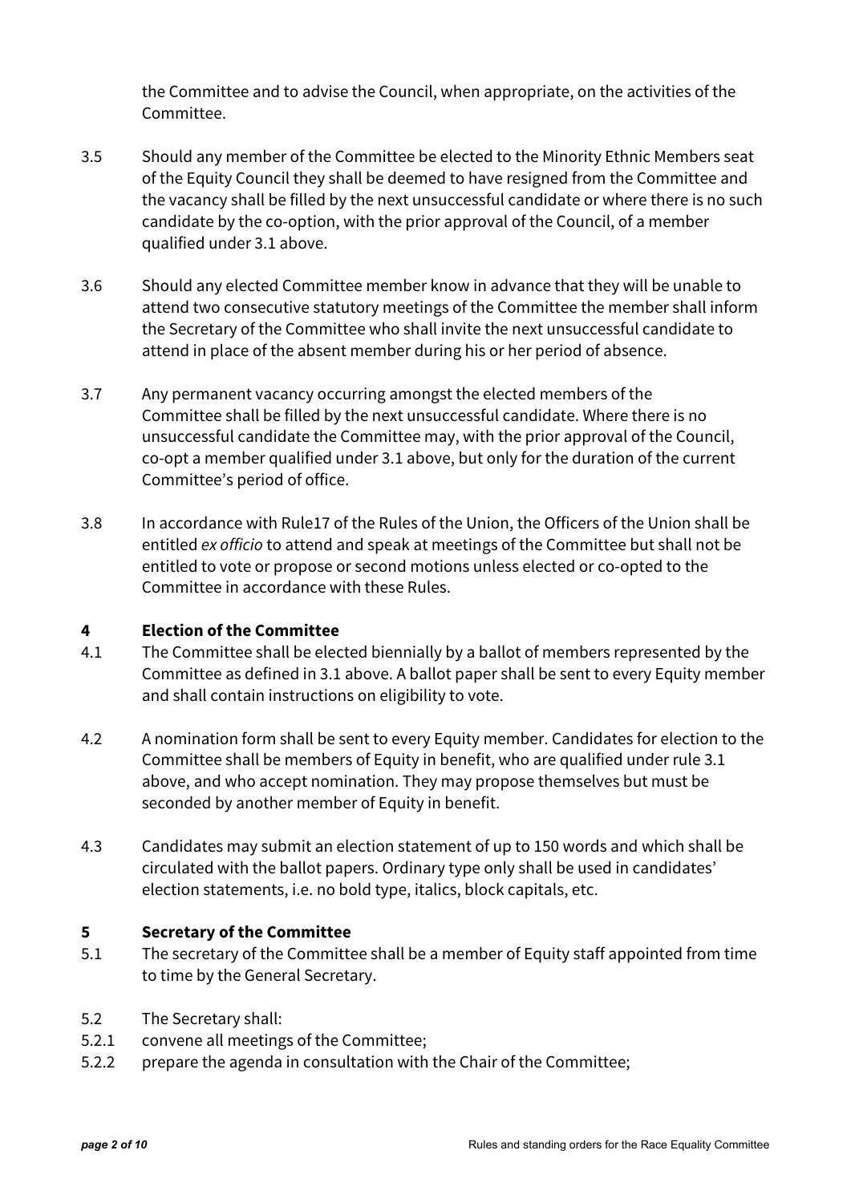the Committee and to advise the Council, when appropriate, on the activities of the Committee.

3.5 Should any member of the Committee be elected to the Minority Ethnic Members seat of the Equity Council they shall be deemed to have resigned from the Committee and the vacancy shall be filled by the next unsuccessful candidate or where there is no such candidate by the co-option, with the prior approval of the Council, of a member qualified under 3.1 above.

3.6 Should any elected Committee member know in advance that they will be unable to attend two consecutive statutory meetings of the Committee the member shall inform the Secretary of the Committee who shall invite the next unsuccessful candidate to attend in place of the absent member during his or her period of absence.

3.7 Any permanent vacancy occurring amongst the elected members of the Committee shall be filled by the next unsuccessful candidate. Where there is no unsuccessful candidate the Committee may, with the prior approval of the Council, co-opt a member qualified under 3.1 above, but only for the duration of the current Committee's period of office.

3.8 In accordance with Rule17 of the Rules of the Union, the Officers of the Union shall be entitled *ex officio* to attend and speak at meetings of the Committee but shall not be entitled to vote or propose or second motions unless elected or co-opted to the Committee in accordance with these Rules.

## 4 Election of the Committee

4.1 The Committee shall be elected biennially by a ballot of members represented by the Committee as defined in 3.1 above. A ballot paper shall be sent to every Equity member and shall contain instructions on eligibility to vote.

4.2 A nomination form shall be sent to every Equity member. Candidates for election to the Committee shall be members of Equity in benefit, who are qualified under rule 3.1 above, and who accept nomination. They may propose themselves but must be seconded by another member of Equity in benefit.

4.3 Candidates may submit an election statement of up to 150 words and which shall be circulated with the ballot papers. Ordinary type only shall be used in candidates' election statements, i.e. no bold type, italics, block capitals, etc.

## 5 Secretary of the Committee

5.1 The secretary of the Committee shall be a member of Equity staff appointed from time to time by the General Secretary.

5.2 The Secretary shall:

5.2.1 convene all meetings of the Committee;

5.2.2 prepare the agenda in consultation with the Chair of the Committee;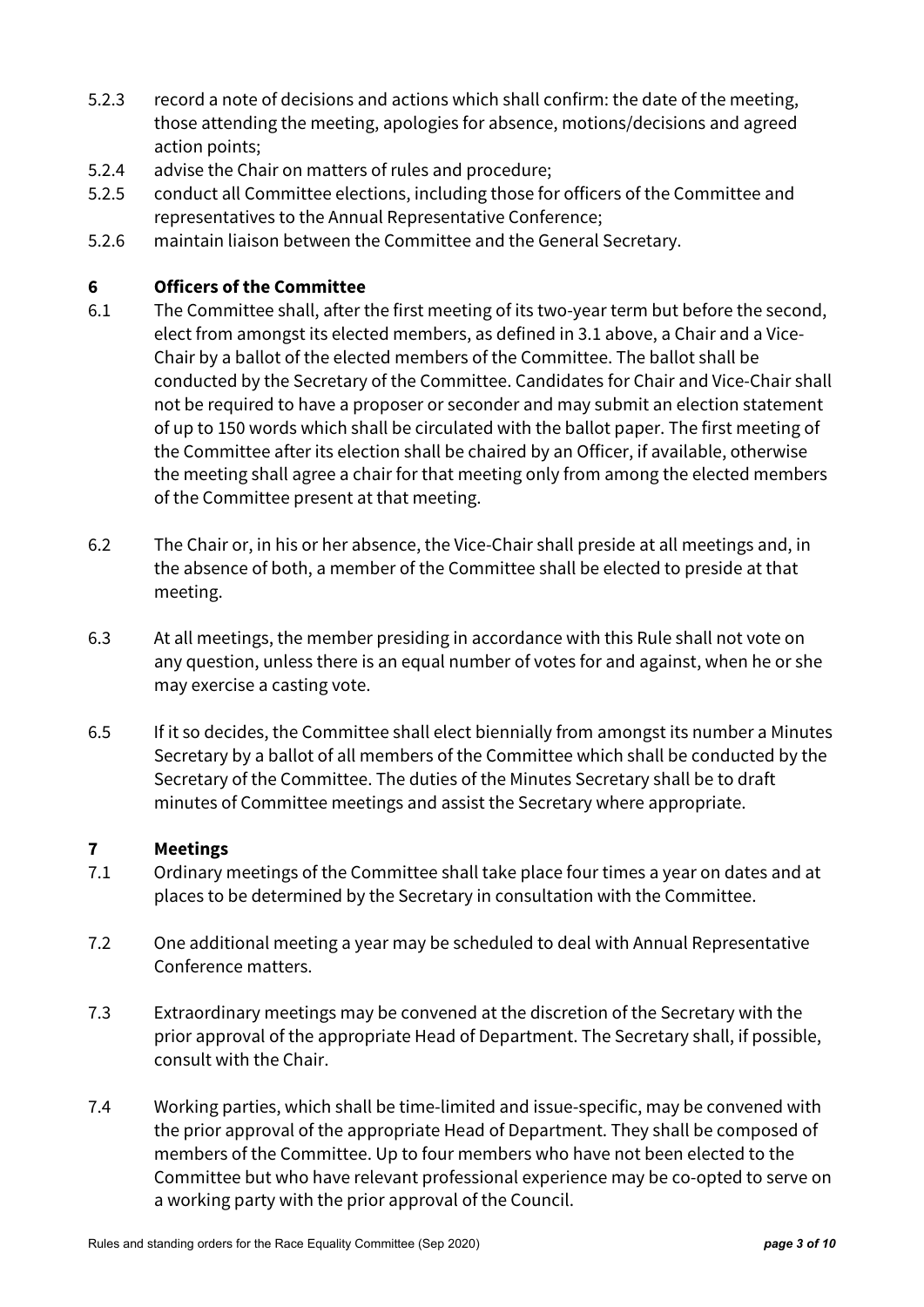5.2.3 record a note of decisions and actions which shall confirm: the date of the meeting, those attending the meeting, apologies for absence, motions/decisions and agreed action points;

5.2.4 advise the Chair on matters of rules and procedure;

5.2.5 conduct all Committee elections, including those for officers of the Committee and representatives to the Annual Representative Conference;

5.2.6 maintain liaison between the Committee and the General Secretary.

## 6 Officers of the Committee

6.1 The Committee shall, after the first meeting of its two-year term but before the second, elect from amongst its elected members, as defined in 3.1 above, a Chair and a Vice-Chair by a ballot of the elected members of the Committee. The ballot shall be conducted by the Secretary of the Committee. Candidates for Chair and Vice-Chair shall not be required to have a proposer or seconder and may submit an election statement of up to 150 words which shall be circulated with the ballot paper. The first meeting of the Committee after its election shall be chaired by an Officer, if available, otherwise the meeting shall agree a chair for that meeting only from among the elected members of the Committee present at that meeting.

6.2 The Chair or, in his or her absence, the Vice-Chair shall preside at all meetings and, in the absence of both, a member of the Committee shall be elected to preside at that meeting.

6.3 At all meetings, the member presiding in accordance with this Rule shall not vote on any question, unless there is an equal number of votes for and against, when he or she may exercise a casting vote.

6.5 If it so decides, the Committee shall elect biennially from amongst its number a Minutes Secretary by a ballot of all members of the Committee which shall be conducted by the Secretary of the Committee. The duties of the Minutes Secretary shall be to draft minutes of Committee meetings and assist the Secretary where appropriate.

## 7 Meetings

7.1 Ordinary meetings of the Committee shall take place four times a year on dates and at places to be determined by the Secretary in consultation with the Committee.

7.2 One additional meeting a year may be scheduled to deal with Annual Representative Conference matters.

7.3 Extraordinary meetings may be convened at the discretion of the Secretary with the prior approval of the appropriate Head of Department. The Secretary shall, if possible, consult with the Chair.

7.4 Working parties, which shall be time-limited and issue-specific, may be convened with the prior approval of the appropriate Head of Department. They shall be composed of members of the Committee. Up to four members who have not been elected to the Committee but who have relevant professional experience may be co-opted to serve on a working party with the prior approval of the Council.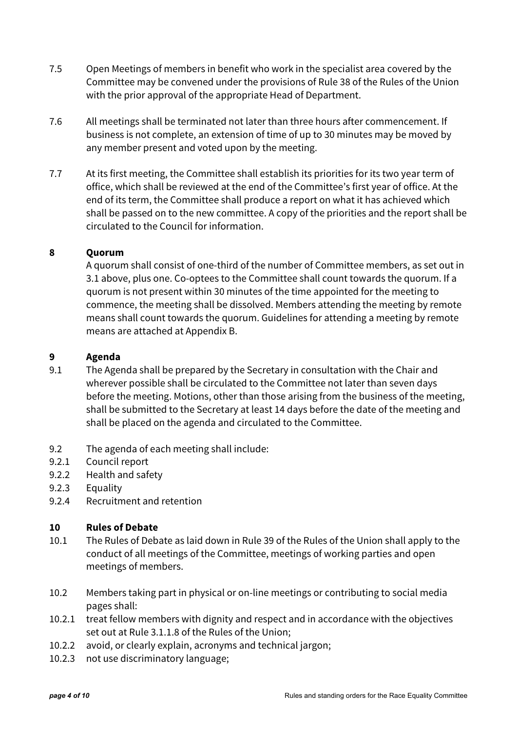7.5 Open Meetings of members in benefit who work in the specialist area covered by the Committee may be convened under the provisions of Rule 38 of the Rules of the Union with the prior approval of the appropriate Head of Department.

7.6 All meetings shall be terminated not later than three hours after commencement. If business is not complete, an extension of time of up to 30 minutes may be moved by any member present and voted upon by the meeting.

7.7 At its first meeting, the Committee shall establish its priorities for its two year term of office, which shall be reviewed at the end of the Committee's first year of office. At the end of its term, the Committee shall produce a report on what it has achieved which shall be passed on to the new committee. A copy of the priorities and the report shall be circulated to the Council for information.

## 8 Quorum

A quorum shall consist of one-third of the number of Committee members, as set out in 3.1 above, plus one. Co-optees to the Committee shall count towards the quorum. If a quorum is not present within 30 minutes of the time appointed for the meeting to commence, the meeting shall be dissolved. Members attending the meeting by remote means shall count towards the quorum. Guidelines for attending a meeting by remote means are attached at Appendix B.

## 9 Agenda

9.1 The Agenda shall be prepared by the Secretary in consultation with the Chair and wherever possible shall be circulated to the Committee not later than seven days before the meeting. Motions, other than those arising from the business of the meeting, shall be submitted to the Secretary at least 14 days before the date of the meeting and shall be placed on the agenda and circulated to the Committee.

9.2 The agenda of each meeting shall include:

9.2.1 Council report

9.2.2 Health and safety

9.2.3 Equality

9.2.4 Recruitment and retention

## 10 Rules of Debate

10.1 The Rules of Debate as laid down in Rule 39 of the Rules of the Union shall apply to the conduct of all meetings of the Committee, meetings of working parties and open meetings of members.

10.2 Members taking part in physical or on-line meetings or contributing to social media pages shall:

10.2.1 treat fellow members with dignity and respect and in accordance with the objectives set out at Rule 3.1.1.8 of the Rules of the Union;

10.2.2 avoid, or clearly explain, acronyms and technical jargon;

10.2.3 not use discriminatory language;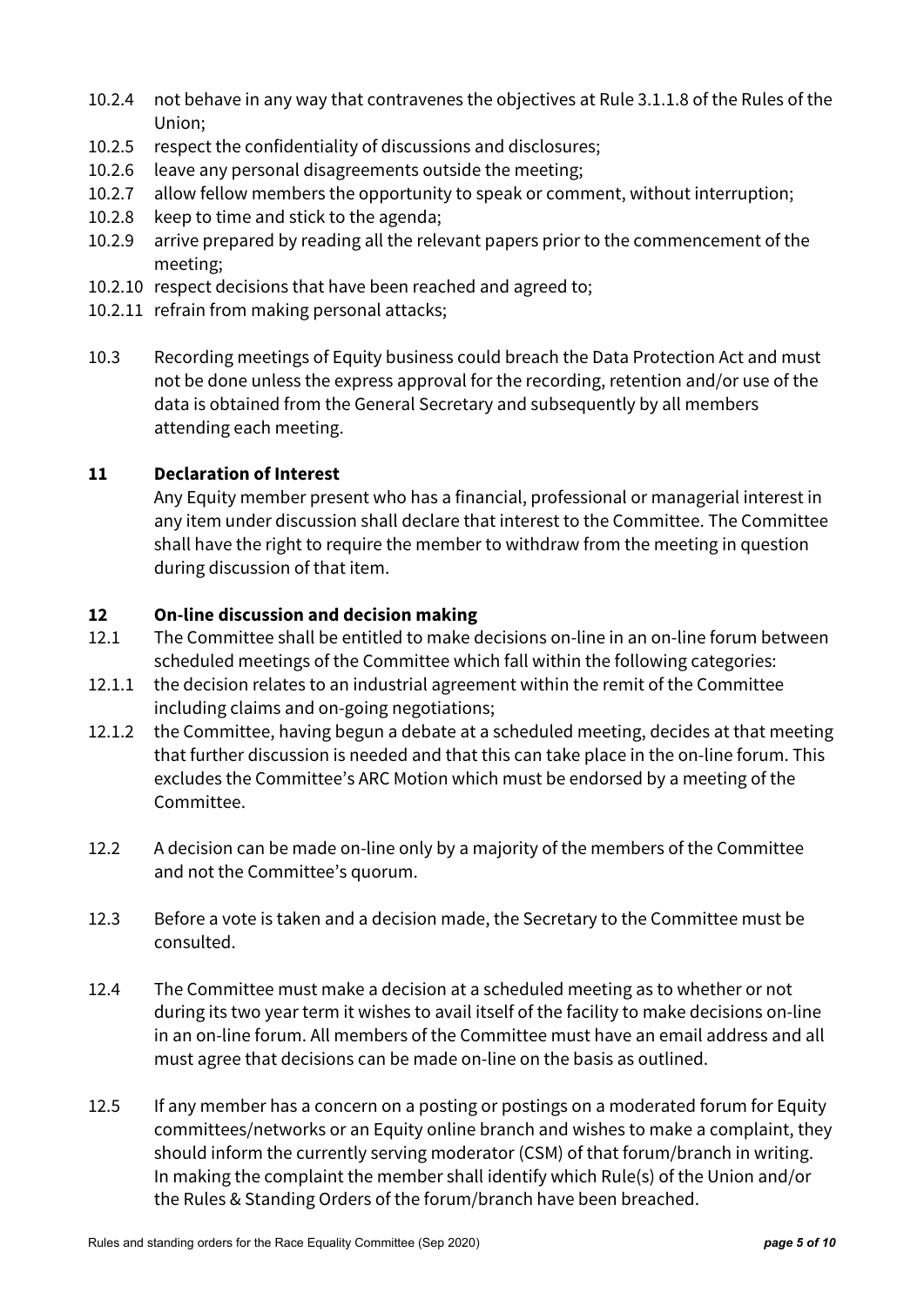10.2.4 not behave in any way that contravenes the objectives at Rule 3.1.1.8 of the Rules of the Union;

10.2.5 respect the confidentiality of discussions and disclosures;

10.2.6 leave any personal disagreements outside the meeting;

10.2.7 allow fellow members the opportunity to speak or comment, without interruption;

10.2.8 keep to time and stick to the agenda;

10.2.9 arrive prepared by reading all the relevant papers prior to the commencement of the meeting;

10.2.10 respect decisions that have been reached and agreed to;

10.2.11 refrain from making personal attacks;

10.3 Recording meetings of Equity business could breach the Data Protection Act and must not be done unless the express approval for the recording, retention and/or use of the data is obtained from the General Secretary and subsequently by all members attending each meeting.

## 11 Declaration of Interest

Any Equity member present who has a financial, professional or managerial interest in any item under discussion shall declare that interest to the Committee. The Committee shall have the right to require the member to withdraw from the meeting in question during discussion of that item.

## 12 On-line discussion and decision making

12.1 The Committee shall be entitled to make decisions on-line in an on-line forum between scheduled meetings of the Committee which fall within the following categories:

12.1.1 the decision relates to an industrial agreement within the remit of the Committee including claims and on-going negotiations;

12.1.2 the Committee, having begun a debate at a scheduled meeting, decides at that meeting that further discussion is needed and that this can take place in the on-line forum. This excludes the Committee's ARC Motion which must be endorsed by a meeting of the Committee.

12.2 A decision can be made on-line only by a majority of the members of the Committee and not the Committee's quorum.

12.3 Before a vote is taken and a decision made, the Secretary to the Committee must be consulted.

12.4 The Committee must make a decision at a scheduled meeting as to whether or not during its two year term it wishes to avail itself of the facility to make decisions on-line in an on-line forum. All members of the Committee must have an email address and all must agree that decisions can be made on-line on the basis as outlined.

12.5 If any member has a concern on a posting or postings on a moderated forum for Equity committees/networks or an Equity online branch and wishes to make a complaint, they should inform the currently serving moderator (CSM) of that forum/branch in writing. In making the complaint the member shall identify which Rule(s) of the Union and/or the Rules & Standing Orders of the forum/branch have been breached.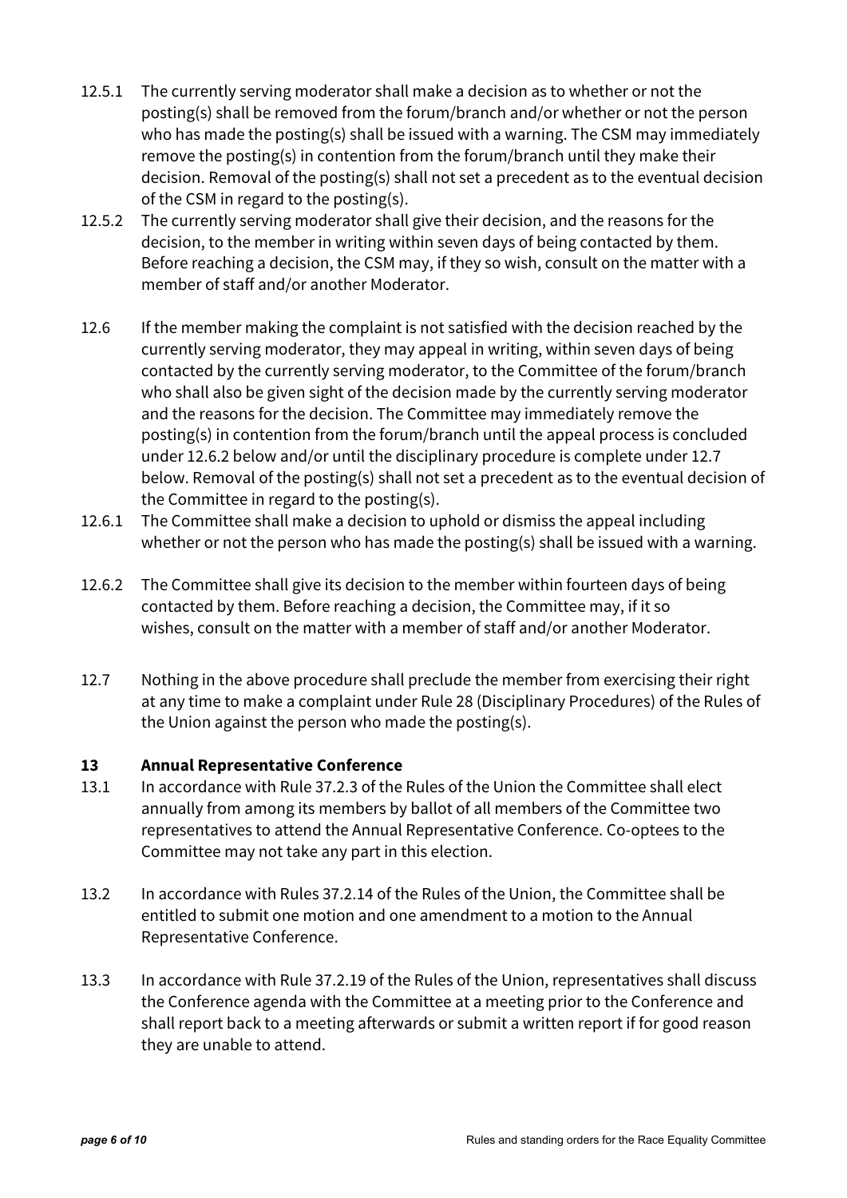12.5.1 The currently serving moderator shall make a decision as to whether or not the posting(s) shall be removed from the forum/branch and/or whether or not the person who has made the posting(s) shall be issued with a warning. The CSM may immediately remove the posting(s) in contention from the forum/branch until they make their decision. Removal of the posting(s) shall not set a precedent as to the eventual decision of the CSM in regard to the posting(s).

12.5.2 The currently serving moderator shall give their decision, and the reasons for the decision, to the member in writing within seven days of being contacted by them. Before reaching a decision, the CSM may, if they so wish, consult on the matter with a member of staff and/or another Moderator.

12.6 If the member making the complaint is not satisfied with the decision reached by the currently serving moderator, they may appeal in writing, within seven days of being contacted by the currently serving moderator, to the Committee of the forum/branch who shall also be given sight of the decision made by the currently serving moderator and the reasons for the decision. The Committee may immediately remove the posting(s) in contention from the forum/branch until the appeal process is concluded under 12.6.2 below and/or until the disciplinary procedure is complete under 12.7 below. Removal of the posting(s) shall not set a precedent as to the eventual decision of the Committee in regard to the posting(s).

12.6.1 The Committee shall make a decision to uphold or dismiss the appeal including whether or not the person who has made the posting(s) shall be issued with a warning.

12.6.2 The Committee shall give its decision to the member within fourteen days of being contacted by them. Before reaching a decision, the Committee may, if it so wishes, consult on the matter with a member of staff and/or another Moderator.

12.7 Nothing in the above procedure shall preclude the member from exercising their right at any time to make a complaint under Rule 28 (Disciplinary Procedures) of the Rules of the Union against the person who made the posting(s).

## 13 Annual Representative Conference

13.1 In accordance with Rule 37.2.3 of the Rules of the Union the Committee shall elect annually from among its members by ballot of all members of the Committee two representatives to attend the Annual Representative Conference. Co-optees to the Committee may not take any part in this election.

13.2 In accordance with Rules 37.2.14 of the Rules of the Union, the Committee shall be entitled to submit one motion and one amendment to a motion to the Annual Representative Conference.

13.3 In accordance with Rule 37.2.19 of the Rules of the Union, representatives shall discuss the Conference agenda with the Committee at a meeting prior to the Conference and shall report back to a meeting afterwards or submit a written report if for good reason they are unable to attend.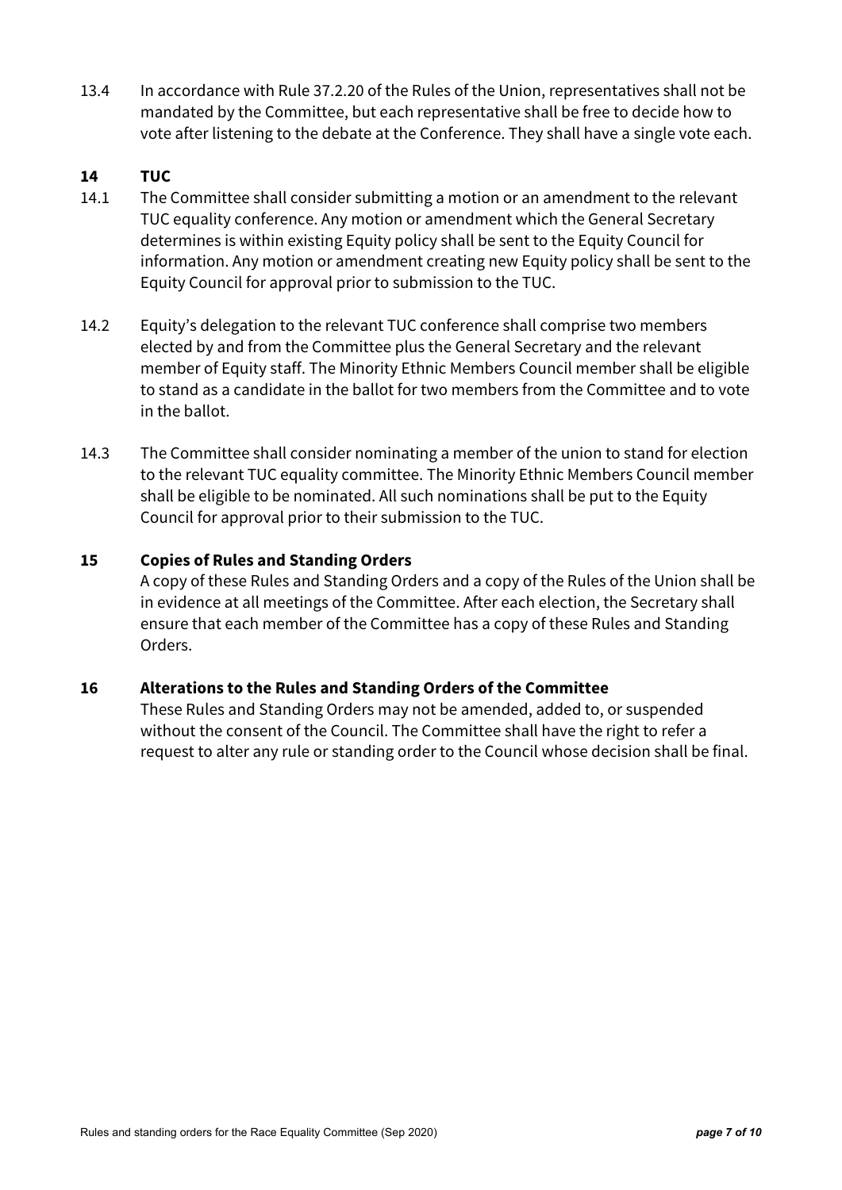13.4 In accordance with Rule 37.2.20 of the Rules of the Union, representatives shall not be mandated by the Committee, but each representative shall be free to decide how to vote after listening to the debate at the Conference. They shall have a single vote each.

## 14 TUC

14.1 The Committee shall consider submitting a motion or an amendment to the relevant TUC equality conference. Any motion or amendment which the General Secretary determines is within existing Equity policy shall be sent to the Equity Council for information. Any motion or amendment creating new Equity policy shall be sent to the Equity Council for approval prior to submission to the TUC.

14.2 Equity's delegation to the relevant TUC conference shall comprise two members elected by and from the Committee plus the General Secretary and the relevant member of Equity staff. The Minority Ethnic Members Council member shall be eligible to stand as a candidate in the ballot for two members from the Committee and to vote in the ballot.

14.3 The Committee shall consider nominating a member of the union to stand for election to the relevant TUC equality committee. The Minority Ethnic Members Council member shall be eligible to be nominated. All such nominations shall be put to the Equity Council for approval prior to their submission to the TUC.

## 15 Copies of Rules and Standing Orders

A copy of these Rules and Standing Orders and a copy of the Rules of the Union shall be in evidence at all meetings of the Committee. After each election, the Secretary shall ensure that each member of the Committee has a copy of these Rules and Standing Orders.

## 16 Alterations to the Rules and Standing Orders of the Committee

These Rules and Standing Orders may not be amended, added to, or suspended without the consent of the Council. The Committee shall have the right to refer a request to alter any rule or standing order to the Council whose decision shall be final.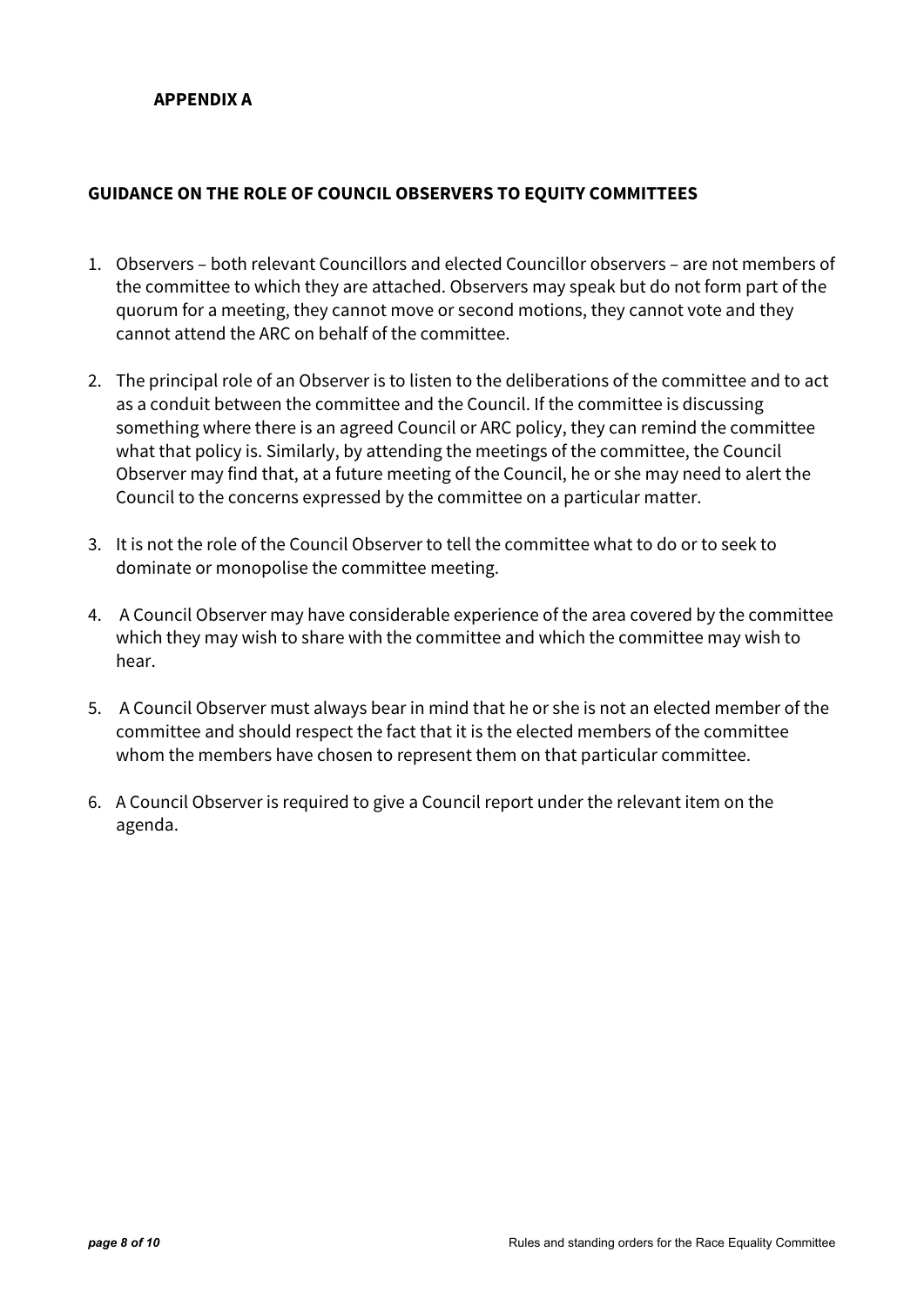**APPENDIX A**

## GUIDANCE ON THE ROLE OF COUNCIL OBSERVERS TO EQUITY COMMITTEES

1. Observers – both relevant Councillors and elected Councillor observers – are not members of the committee to which they are attached. Observers may speak but do not form part of the quorum for a meeting, they cannot move or second motions, they cannot vote and they cannot attend the ARC on behalf of the committee.

2. The principal role of an Observer is to listen to the deliberations of the committee and to act as a conduit between the committee and the Council. If the committee is discussing something where there is an agreed Council or ARC policy, they can remind the committee what that policy is. Similarly, by attending the meetings of the committee, the Council Observer may find that, at a future meeting of the Council, he or she may need to alert the Council to the concerns expressed by the committee on a particular matter.

3. It is not the role of the Council Observer to tell the committee what to do or to seek to dominate or monopolise the committee meeting.

4. A Council Observer may have considerable experience of the area covered by the committee which they may wish to share with the committee and which the committee may wish to hear.

5. A Council Observer must always bear in mind that he or she is not an elected member of the committee and should respect the fact that it is the elected members of the committee whom the members have chosen to represent them on that particular committee.

6. A Council Observer is required to give a Council report under the relevant item on the agenda.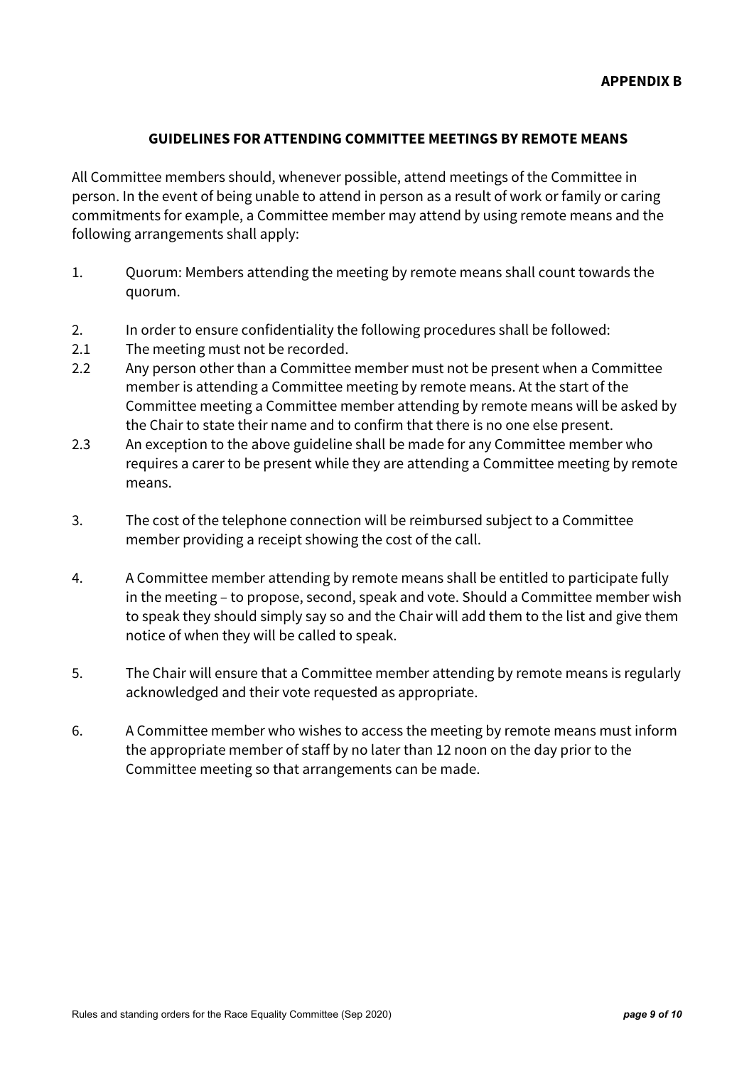**APPENDIX B**

## GUIDELINES FOR ATTENDING COMMITTEE MEETINGS BY REMOTE MEANS

All Committee members should, whenever possible, attend meetings of the Committee in person. In the event of being unable to attend in person as a result of work or family or caring commitments for example, a Committee member may attend by using remote means and the following arrangements shall apply:

1. Quorum: Members attending the meeting by remote means shall count towards the quorum.

2. In order to ensure confidentiality the following procedures shall be followed:

   2.1 The meeting must not be recorded.

   2.2 Any person other than a Committee member must not be present when a Committee member is attending a Committee meeting by remote means. At the start of the Committee meeting a Committee member attending by remote means will be asked by the Chair to state their name and to confirm that there is no one else present.

   2.3 An exception to the above guideline shall be made for any Committee member who requires a carer to be present while they are attending a Committee meeting by remote means.

3. The cost of the telephone connection will be reimbursed subject to a Committee member providing a receipt showing the cost of the call.

4. A Committee member attending by remote means shall be entitled to participate fully in the meeting – to propose, second, speak and vote. Should a Committee member wish to speak they should simply say so and the Chair will add them to the list and give them notice of when they will be called to speak.

5. The Chair will ensure that a Committee member attending by remote means is regularly acknowledged and their vote requested as appropriate.

6. A Committee member who wishes to access the meeting by remote means must inform the appropriate member of staff by no later than 12 noon on the day prior to the Committee meeting so that arrangements can be made.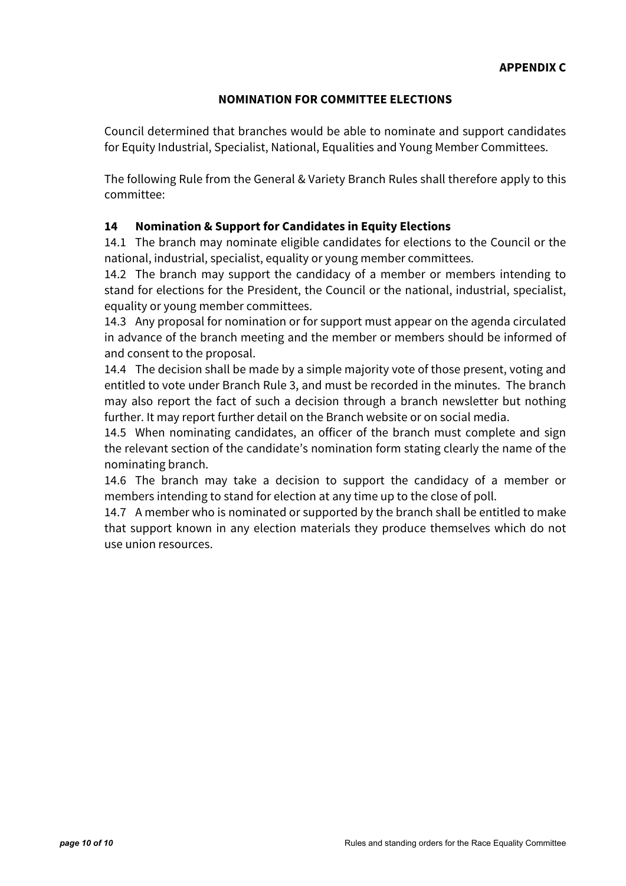**APPENDIX C**

## NOMINATION FOR COMMITTEE ELECTIONS

Council determined that branches would be able to nominate and support candidates for Equity Industrial, Specialist, National, Equalities and Young Member Committees.

The following Rule from the General & Variety Branch Rules shall therefore apply to this committee:

### 14 Nomination & Support for Candidates in Equity Elections

14.1 The branch may nominate eligible candidates for elections to the Council or the national, industrial, specialist, equality or young member committees.

14.2 The branch may support the candidacy of a member or members intending to stand for elections for the President, the Council or the national, industrial, specialist, equality or young member committees.

14.3 Any proposal for nomination or for support must appear on the agenda circulated in advance of the branch meeting and the member or members should be informed of and consent to the proposal.

14.4 The decision shall be made by a simple majority vote of those present, voting and entitled to vote under Branch Rule 3, and must be recorded in the minutes. The branch may also report the fact of such a decision through a branch newsletter but nothing further. It may report further detail on the Branch website or on social media.

14.5 When nominating candidates, an officer of the branch must complete and sign the relevant section of the candidate's nomination form stating clearly the name of the nominating branch.

14.6 The branch may take a decision to support the candidacy of a member or members intending to stand for election at any time up to the close of poll.

14.7 A member who is nominated or supported by the branch shall be entitled to make that support known in any election materials they produce themselves which do not use union resources.